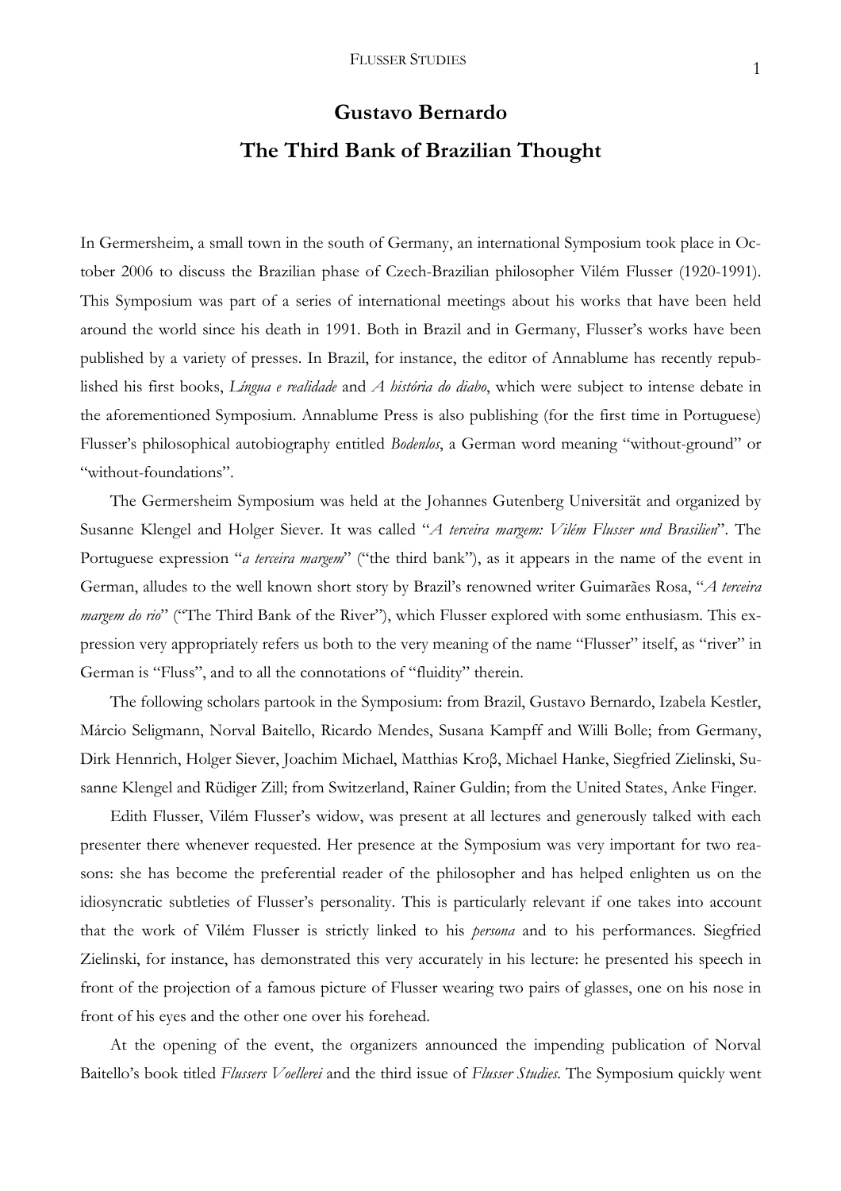# Gustavo Bernardo

## The Third Bank of Brazilian Thought

In Germersheim, a small town in the south of Germany, an international Symposium took place in October 2006 to discuss the Brazilian phase of Czech-Brazilian philosopher Vilém Flusser (1920-1991). This Symposium was part of a series of international meetings about his works that have been held around the world since his death in 1991. Both in Brazil and in Germany, Flusser's works have been published by a variety of presses. In Brazil, for instance, the editor of Annablume has recently republished his first books, *Língua e realidade* and *A história do diabo*, which were subject to intense debate in the aforementioned Symposium. Annablume Press is also publishing (for the first time in Portuguese) Flusser's philosophical autobiography entitled *Bodenlos*, a German word meaning "without-ground" or "without-foundations".

The Germersheim Symposium was held at the Johannes Gutenberg Universität and organized by Susanne Klengel and Holger Siever. It was called "*A terceira margem: Vilém Flusser und Brasilien*". The Portuguese expression "*a terceira margem*" ("the third bank"), as it appears in the name of the event in German, alludes to the well known short story by Brazil's renowned writer Guimarães Rosa, "*A terceira margem do rio*" ("The Third Bank of the River"), which Flusser explored with some enthusiasm. This expression very appropriately refers us both to the very meaning of the name "Flusser" itself, as "river" in German is "Fluss", and to all the connotations of "fluidity" therein.

The following scholars partook in the Symposium: from Brazil, Gustavo Bernardo, Izabela Kestler, Márcio Seligmann, Norval Baitello, Ricardo Mendes, Susana Kampff and Willi Bolle; from Germany, Dirk Hennrich, Holger Siever, Joachim Michael, Matthias Kroß, Michael Hanke, Siegfried Zielinski, Susanne Klengel and Rüdiger Zill; from Switzerland, Rainer Guldin; from the United States, Anke Finger.

Edith Flusser, Vilém Flusser's widow, was present at all lectures and generously talked with each presenter there whenever requested. Her presence at the Symposium was very important for two reasons: she has become the preferential reader of the philosopher and has helped enlighten us on the idiosyncratic subtleties of Flusser's personality. This is particularly relevant if one takes into account that the work of Vilém Flusser is strictly linked to his *persona* and to his performances. Siegfried Zielinski, for instance, has demonstrated this very accurately in his lecture: he presented his speech in front of the projection of a famous picture of Flusser wearing two pairs of glasses, one on his nose in front of his eyes and the other one over his forehead.

At the opening of the event, the organizers announced the impending publication of Norval Baitello's book titled *Flussers Voellerei* and the third issue of *Flusser Studies*. The Symposium quickly went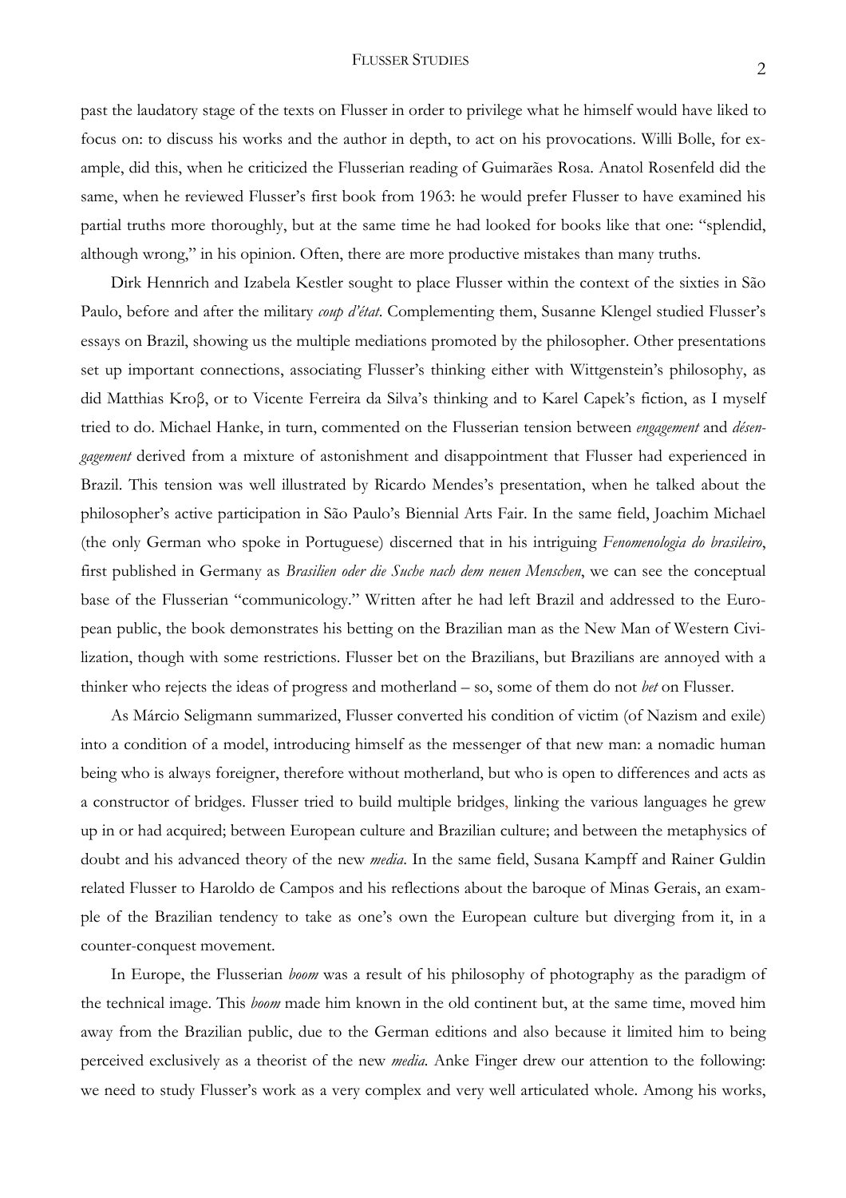past the laudatory stage of the texts on Flusser in order to privilege what he himself would have liked to focus on: to discuss his works and the author in depth, to act on his provocations. Willi Bolle, for example, did this, when he criticized the Flusserian reading of Guimarães Rosa. Anatol Rosenfeld did the same, when he reviewed Flusser's first book from 1963: he would prefer Flusser to have examined his partial truths more thoroughly, but at the same time he had looked for books like that one: "splendid, although wrong," in his opinion. Often, there are more productive mistakes than many truths.

Dirk Hennrich and Izabela Kestler sought to place Flusser within the context of the sixties in São Paulo, before and after the military *coup d'état*. Complementing them, Susanne Klengel studied Flusser's essays on Brazil, showing us the multiple mediations promoted by the philosopher. Other presentations set up important connections, associating Flusser's thinking either with Wittgenstein's philosophy, as did Matthias Kroβ, or to Vicente Ferreira da Silva's thinking and to Karel Capek's fiction, as I myself tried to do. Michael Hanke, in turn, commented on the Flusserian tension between *engagement* and *désengagement* derived from a mixture of astonishment and disappointment that Flusser had experienced in Brazil. This tension was well illustrated by Ricardo Mendes's presentation, when he talked about the philosopher's active participation in São Paulo's Biennial Arts Fair. In the same field, Joachim Michael (the only German who spoke in Portuguese) discerned that in his intriguing *Fenomenologia do brasileiro*, first published in Germany as *Brasilien oder die Suche nach dem neuen Menschen*, we can see the conceptual base of the Flusserian "communicology." Written after he had left Brazil and addressed to the European public, the book demonstrates his betting on the Brazilian man as the New Man of Western Civilization, though with some restrictions. Flusser bet on the Brazilians, but Brazilians are annoyed with a thinker who rejects the ideas of progress and motherland – so, some of them do not *bet* on Flusser.

As Márcio Seligmann summarized, Flusser converted his condition of victim (of Nazism and exile) into a condition of a model, introducing himself as the messenger of that new man: a nomadic human being who is always foreigner, therefore without motherland, but who is open to differences and acts as a constructor of bridges. Flusser tried to build multiple bridges, linking the various languages he grew up in or had acquired; between European culture and Brazilian culture; and between the metaphysics of doubt and his advanced theory of the new *media*. In the same field, Susana Kampff and Rainer Guldin related Flusser to Haroldo de Campos and his reflections about the baroque of Minas Gerais, an example of the Brazilian tendency to take as one's own the European culture but diverging from it, in a counter-conquest movement.

In Europe, the Flusserian *boom* was a result of his philosophy of photography as the paradigm of the technical image. This *boom* made him known in the old continent but, at the same time, moved him away from the Brazilian public, due to the German editions and also because it limited him to being perceived exclusively as a theorist of the new *media*. Anke Finger drew our attention to the following: we need to study Flusser's work as a very complex and very well articulated whole. Among his works,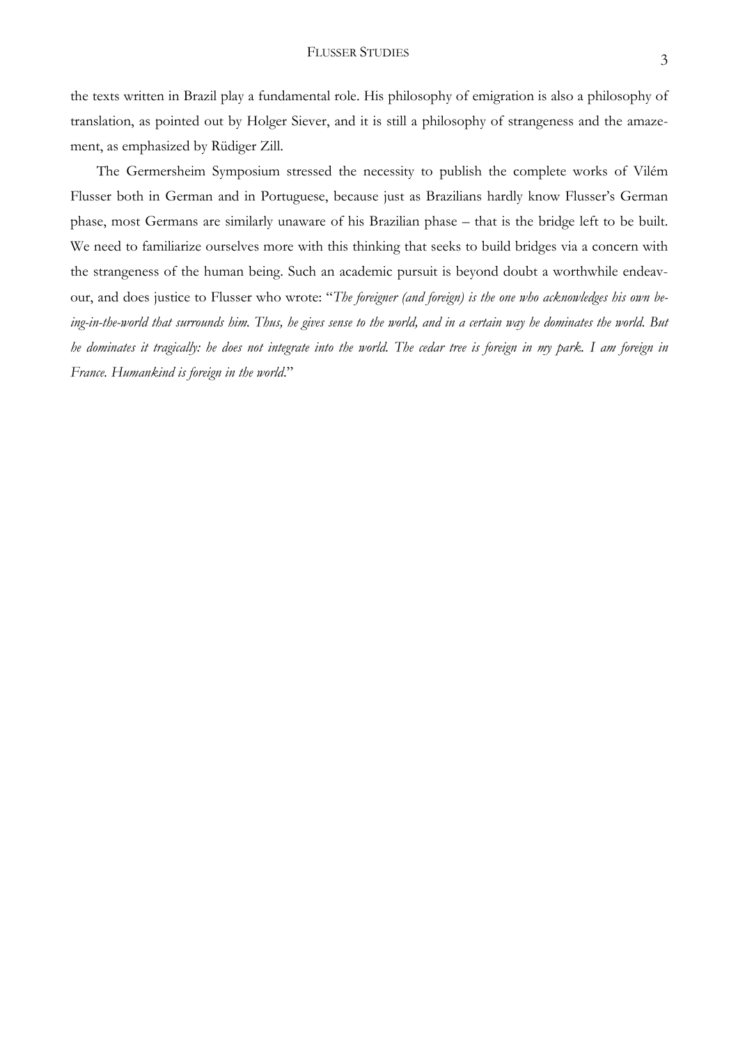the texts written in Brazil play a fundamental role. His philosophy of emigration is also a philosophy of translation, as pointed out by Holger Siever, and it is still a philosophy of strangeness and the amazement, as emphasized by Rüdiger Zill.

The Germersheim Symposium stressed the necessity to publish the complete works of Vilém Flusser both in German and in Portuguese, because just as Brazilians hardly know Flusser's German phase, most Germans are similarly unaware of his Brazilian phase – that is the bridge left to be built. We need to familiarize ourselves more with this thinking that seeks to build bridges via a concern with the strangeness of the human being. Such an academic pursuit is beyond doubt a worthwhile endeavour, and does justice to Flusser who wrote: "*The foreigner (and foreign) is the one who acknowledges his own being-in-the-world that surrounds him. Thus, he gives sense to the world, and in a certain way he dominates the world. But he dominates it tragically: he does not integrate into the world. The cedar tree is foreign in my park. I am foreign in France. Humankind is foreign in the world*."